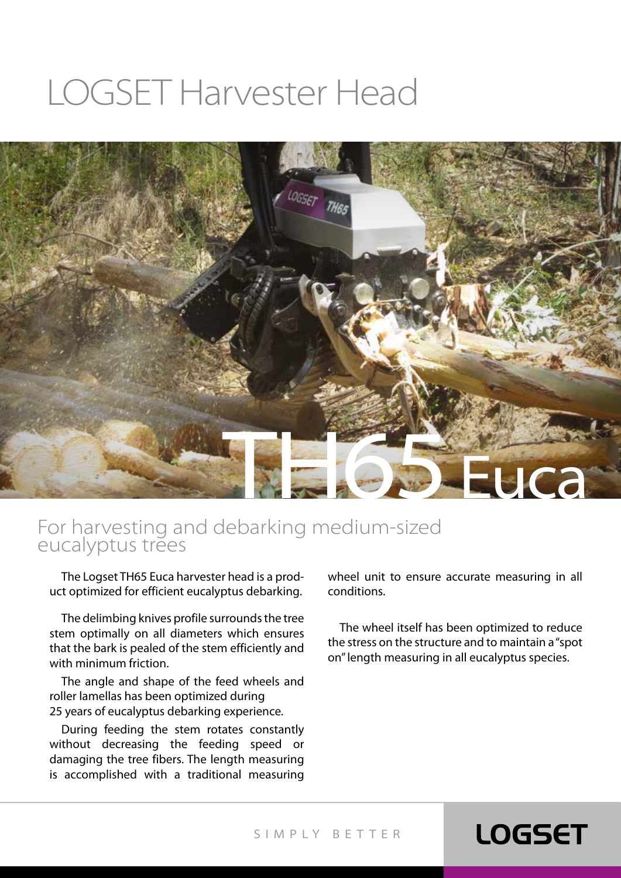# LOGSET Harvester Head

# TH65 Euca

## For harvesting and debarking medium-sized eucalyptus trees

The Logset TH65 Euca harvester head is a product optimized for efficient eucalyptus debarking.

The delimbing knives profile surrounds the tree stem optimally on all diameters which ensures that the bark is pealed of the stem efficiently and with minimum friction.

The angle and shape of the feed wheels and roller lamellas has been optimized during 25 years of eucalyptus debarking experience.

During feeding the stem rotates constantly without decreasing the feeding speed or damaging the tree fibers. The length measuring is accomplished with a traditional measuring wheel unit to ensure accurate measuring in all conditions.

The wheel itself has been optimized to reduce the stress on the structure and to maintain a "spot on" length measuring in all eucalyptus species.

SIMPLY BETTER

LOGSET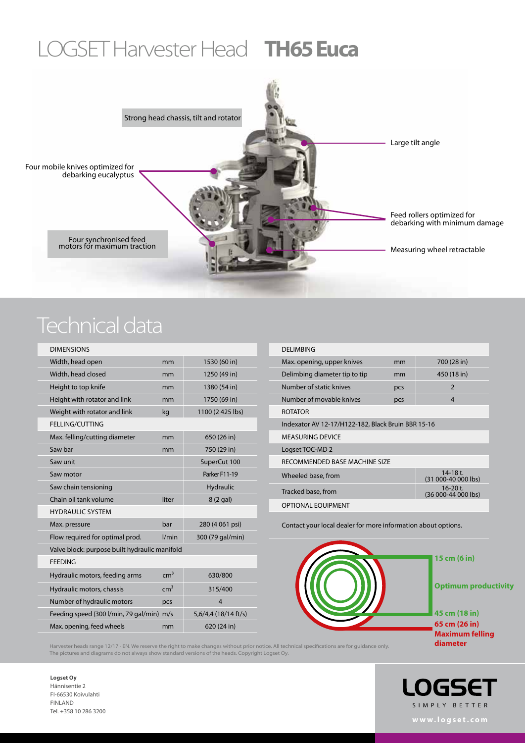# LOGSET Harvester Head **TH65 Euca**

Strong head chassis, tilt and rotator

Large tilt angle

Four mobile knives optimized for debarking eucalyptus

Feed rollers optimized for debarking with minimum damage

Four synchronised feed motors for maximum traction

Measuring wheel retractable

# Technical data

| | | |
|---|---|---|
| DIMENSIONS | | |
| Width, head open | mm | 1530 (60 in) |
| Width, head closed | mm | 1250 (49 in) |
| Height to top knife | mm | 1380 (54 in) |
| Height with rotator and link | mm | 1750 (69 in) |
| Weight with rotator and link | kg | 1100 (2 425 lbs) |
| FELLING/CUTTING | | |
| Max. felling/cutting diameter | mm | 650 (26 in) |
| Saw bar | mm | 750 (29 in) |
| Saw unit | | SuperCut 100 |
| Saw motor | | Parker F11-19 |
| Saw chain tensioning | | Hydraulic |
| Chain oil tank volume | liter | 8 (2 gal) |
| HYDRAULIC SYSTEM | | |
| Max. pressure | bar | 280 (4 061 psi) |
| Flow required for optimal prod. | l/min | 300 (79 gal/min) |
| Valve block: purpose built hydraulic manifold | | |
| FEEDING | | |
| Hydraulic motors, feeding arms | $cm^3$ | 630/800 |
| Hydraulic motors, chassis | $cm^3$ | 315/400 |
| Number of hydraulic motors | pcs | 4 |
| Feeding speed (300 l/min, 79 gal/min) | m/s | 5,6/4,4 (18/14 ft/s) |
| Max. opening, feed wheels | mm | 620 (24 in) |

| | | |
|---|---|---|
| DELIMBING | | |
| Max. opening, upper knives | mm | 700 (28 in) |
| Delimbing diameter tip to tip | mm | 450 (18 in) |
| Number of static knives | pcs | 2 |
| Number of movable knives | pcs | 4 |
| ROTATOR | | |
| Indexator AV 12-17/H122-182, Black Bruin BBR 15-16 | | |
| MEASURING DEVICE | | |
| Logset TOC-MD 2 | | |
| RECOMMENDED BASE MACHINE SIZE | | |
| Wheeled base, from | | 14-18 t. (31 000-40 000 lbs) |
| Tracked base, from | | 16-20 t. (36 000-44 000 lbs) |
| OPTIONAL EQUIPMENT | | |

Contact your local dealer for more information about options.

15 cm (6 in)

Optimum productivity

45 cm (18 in)

65 cm (26 in)

Maximum felling diameter

Harvester heads range 12/17 - EN. We reserve the right to make changes without prior notice. All technical specifications are for guidance only. The pictures and diagrams do not always show standard versions of the heads. Copyright Logset Oy.

**Logset Oy**
Hännisentie 2
FI-66530 Koivulahti
FINLAND
Tel. +358 10 286 3200

LOGSET
SIMPLY BETTER
www.logset.com